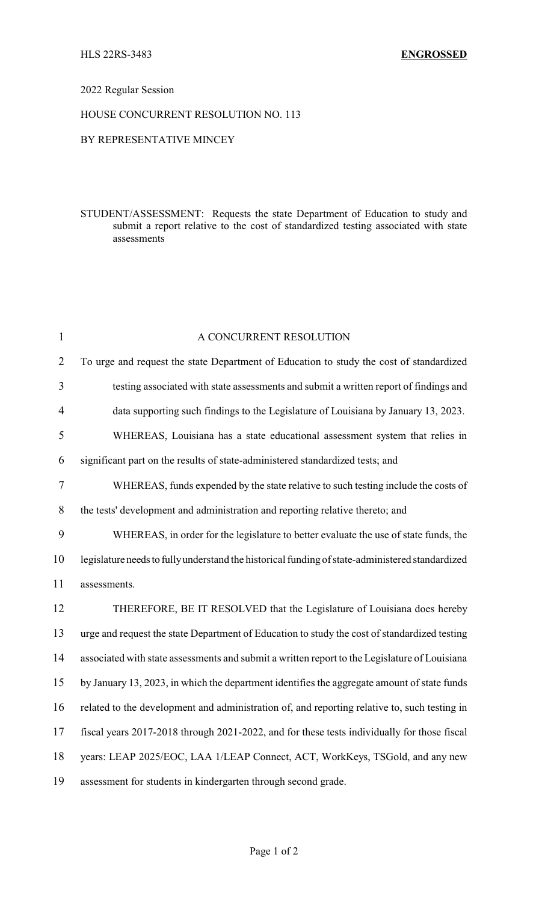HLS 22RS-3483 **ENGROSSED**

2022 Regular Session

HOUSE CONCURRENT RESOLUTION NO. 113

BY REPRESENTATIVE MINCEY

STUDENT/ASSESSMENT: Requests the state Department of Education to study and submit a report relative to the cost of standardized testing associated with state assessments

A CONCURRENT RESOLUTION

To urge and request the state Department of Education to study the cost of standardized testing associated with state assessments and submit a written report of findings and data supporting such findings to the Legislature of Louisiana by January 13, 2023.

WHEREAS, Louisiana has a state educational assessment system that relies in significant part on the results of state-administered standardized tests; and

WHEREAS, funds expended by the state relative to such testing include the costs of the tests' development and administration and reporting relative thereto; and

WHEREAS, in order for the legislature to better evaluate the use of state funds, the legislature needs to fully understand the historical funding of state-administered standardized assessments.

THEREFORE, BE IT RESOLVED that the Legislature of Louisiana does hereby urge and request the state Department of Education to study the cost of standardized testing associated with state assessments and submit a written report to the Legislature of Louisiana by January 13, 2023, in which the department identifies the aggregate amount of state funds related to the development and administration of, and reporting relative to, such testing in fiscal years 2017-2018 through 2021-2022, and for these tests individually for those fiscal years: LEAP 2025/EOC, LAA 1/LEAP Connect, ACT, WorkKeys, TSGold, and any new assessment for students in kindergarten through second grade.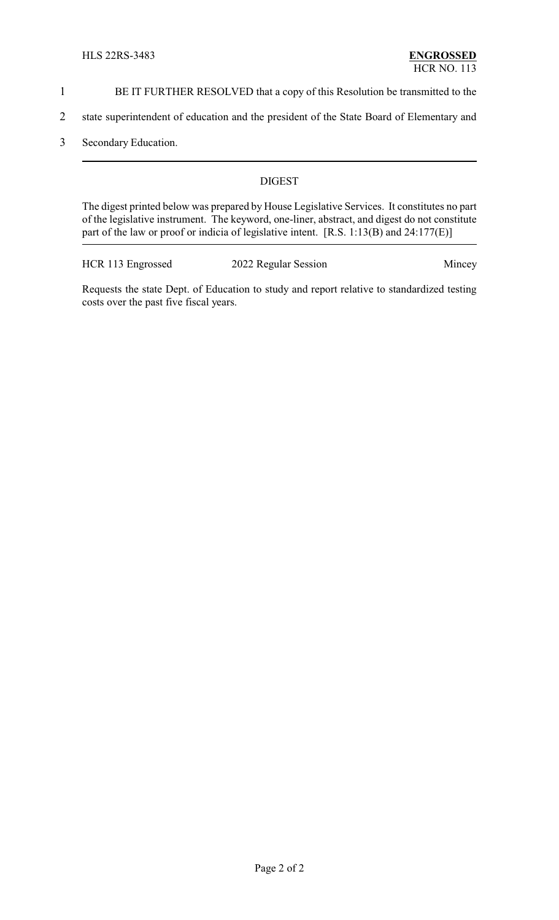BE IT FURTHER RESOLVED that a copy of this Resolution be transmitted to the state superintendent of education and the president of the State Board of Elementary and Secondary Education.

---

## DIGEST

The digest printed below was prepared by House Legislative Services. It constitutes no part of the legislative instrument. The keyword, one-liner, abstract, and digest do not constitute part of the law or proof or indicia of legislative intent. [R.S. 1:13(B) and 24:177(E)]

---

HCR 113 Engrossed    2022 Regular Session    Mincey

Requests the state Dept. of Education to study and report relative to standardized testing costs over the past five fiscal years.